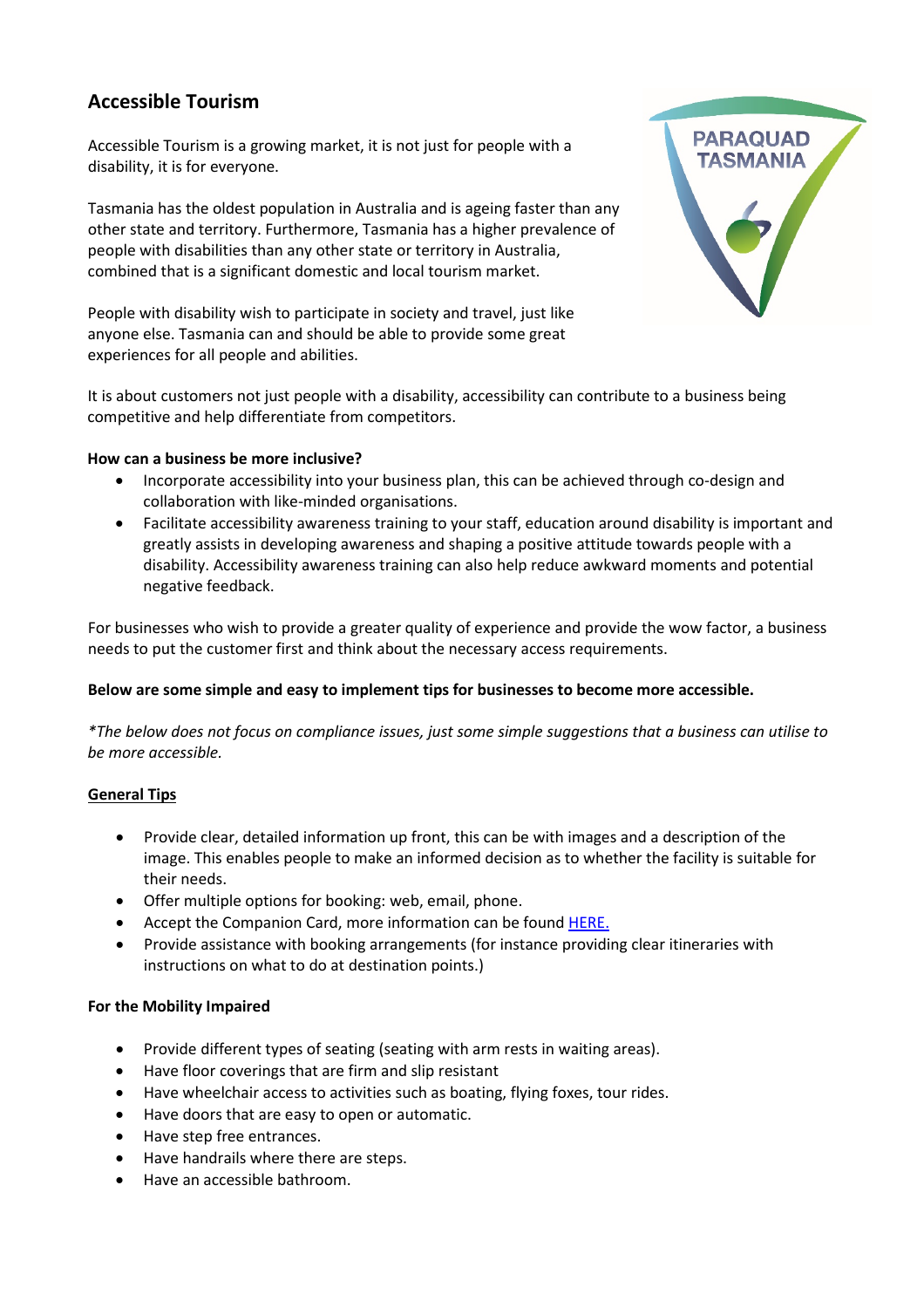# Accessible Tourism

Accessible Tourism is a growing market, it is not just for people with a disability, it is for everyone.

Tasmania has the oldest population in Australia and is ageing faster than any other state and territory. Furthermore, Tasmania has a higher prevalence of people with disabilities than any other state or territory in Australia, combined that is a significant domestic and local tourism market.

People with disability wish to participate in society and travel, just like anyone else. Tasmania can and should be able to provide some great experiences for all people and abilities.

It is about customers not just people with a disability, accessibility can contribute to a business being competitive and help differentiate from competitors.

**How can a business be more inclusive?**

- Incorporate accessibility into your business plan, this can be achieved through co-design and collaboration with like-minded organisations.
- Facilitate accessibility awareness training to your staff, education around disability is important and greatly assists in developing awareness and shaping a positive attitude towards people with a disability. Accessibility awareness training can also help reduce awkward moments and potential negative feedback.

For businesses who wish to provide a greater quality of experience and provide the wow factor, a business needs to put the customer first and think about the necessary access requirements.

**Below are some simple and easy to implement tips for businesses to become more accessible.**

*\*The below does not focus on compliance issues, just some simple suggestions that a business can utilise to be more accessible.*

**General Tips**

- Provide clear, detailed information up front, this can be with images and a description of the image. This enables people to make an informed decision as to whether the facility is suitable for their needs.
- Offer multiple options for booking: web, email, phone.
- Accept the Companion Card, more information can be found HERE.
- Provide assistance with booking arrangements (for instance providing clear itineraries with instructions on what to do at destination points.)

**For the Mobility Impaired**

- Provide different types of seating (seating with arm rests in waiting areas).
- Have floor coverings that are firm and slip resistant
- Have wheelchair access to activities such as boating, flying foxes, tour rides.
- Have doors that are easy to open or automatic.
- Have step free entrances.
- Have handrails where there are steps.
- Have an accessible bathroom.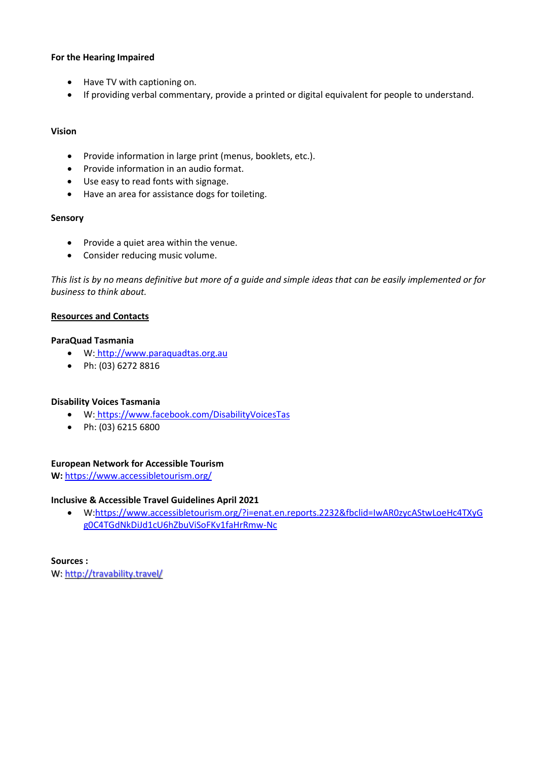**For the Hearing Impaired**

- Have TV with captioning on.
- If providing verbal commentary, provide a printed or digital equivalent for people to understand.

**Vision**

- Provide information in large print (menus, booklets, etc.).
- Provide information in an audio format.
- Use easy to read fonts with signage.
- Have an area for assistance dogs for toileting.

**Sensory**

- Provide a quiet area within the venue.
- Consider reducing music volume.

*This list is by no means definitive but more of a guide and simple ideas that can be easily implemented or for business to think about.*

**Resources and Contacts**

**ParaQuad Tasmania**

- W: http://www.paraquadtas.org.au
- Ph: (03) 6272 8816

**Disability Voices Tasmania**

- W: https://www.facebook.com/DisabilityVoicesTas
- Ph: (03) 6215 6800

**European Network for Accessible Tourism**
**W:** https://www.accessibletourism.org/

**Inclusive & Accessible Travel Guidelines April 2021**

- W:https://www.accessibletourism.org/?i=enat.en.reports.2232&fbclid=IwAR0zycAStwLoeHc4TXyGg0C4TGdNkDiJd1cU6hZbuViSoFKv1faHrRmw-Nc

**Sources :**
W: http://travability.travel/